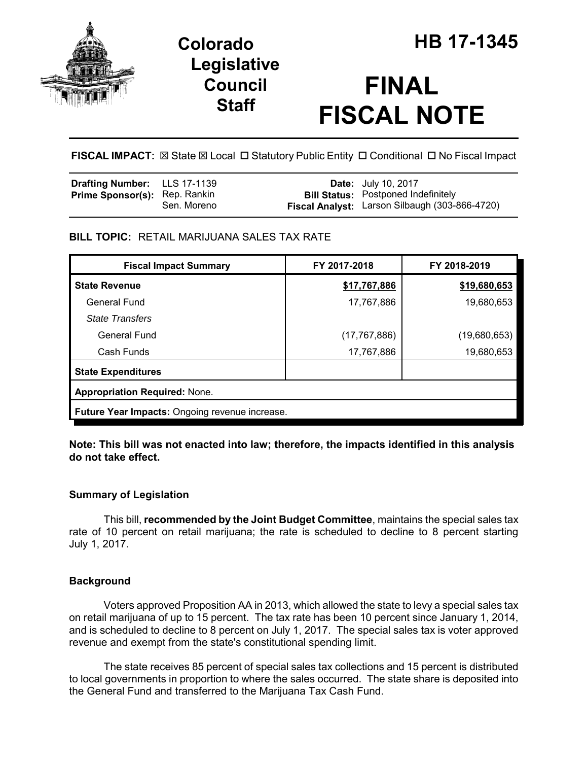# Colorado Legislative Council Staff

# HB 17-1345

# FINAL FISCAL NOTE

**FISCAL IMPACT:** ☒ State ☒ Local ☐ Statutory Public Entity ☐ Conditional ☐ No Fiscal Impact

| | | | |
|---|---|---|---|
| **Drafting Number:** | LLS 17-1139 | **Date:** | July 10, 2017 |
| **Prime Sponsor(s):** | Rep. Rankin<br>Sen. Moreno | **Bill Status:** | Postponed Indefinitely |
| | | **Fiscal Analyst:** | Larson Silbaugh (303-866-4720) |

**BILL TOPIC:** RETAIL MARIJUANA SALES TAX RATE

| Fiscal Impact Summary | FY 2017-2018 | FY 2018-2019 |
|---|---|---|
| **State Revenue** | **$17,767,886** | **$19,680,653** |
| General Fund | 17,767,886 | 19,680,653 |
| *State Transfers* | | |
| General Fund | (17,767,886) | (19,680,653) |
| Cash Funds | 17,767,886 | 19,680,653 |
| **State Expenditures** | | |
| **Appropriation Required:** None. | | |
| **Future Year Impacts:** Ongoing revenue increase. | | |

**Note: This bill was not enacted into law; therefore, the impacts identified in this analysis do not take effect.**

### Summary of Legislation

This bill, **recommended by the Joint Budget Committee**, maintains the special sales tax rate of 10 percent on retail marijuana; the rate is scheduled to decline to 8 percent starting July 1, 2017.

### Background

Voters approved Proposition AA in 2013, which allowed the state to levy a special sales tax on retail marijuana of up to 15 percent. The tax rate has been 10 percent since January 1, 2014, and is scheduled to decline to 8 percent on July 1, 2017. The special sales tax is voter approved revenue and exempt from the state's constitutional spending limit.

The state receives 85 percent of special sales tax collections and 15 percent is distributed to local governments in proportion to where the sales occurred. The state share is deposited into the General Fund and transferred to the Marijuana Tax Cash Fund.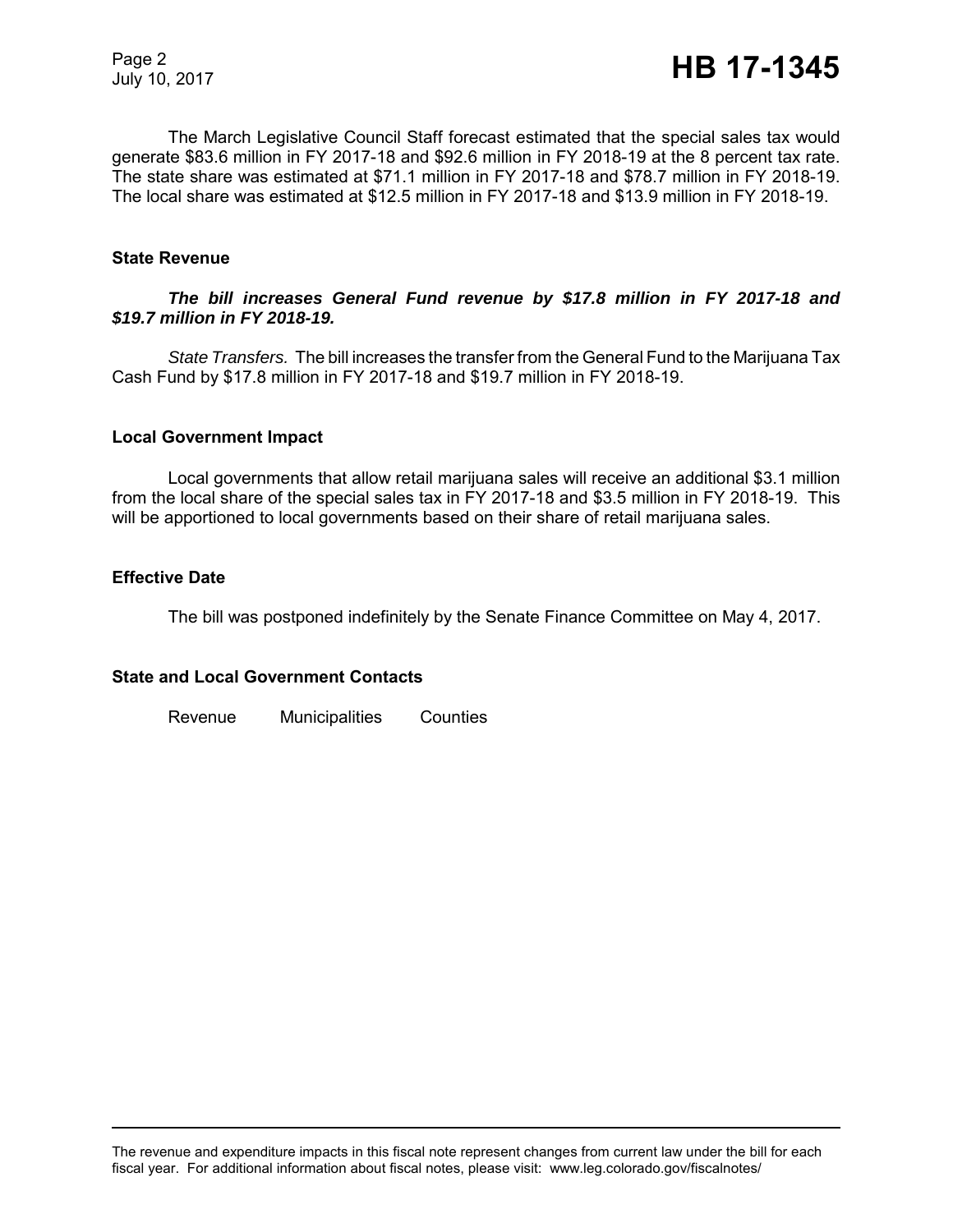The March Legislative Council Staff forecast estimated that the special sales tax would generate $83.6 million in FY 2017-18 and $92.6 million in FY 2018-19 at the 8 percent tax rate. The state share was estimated at $71.1 million in FY 2017-18 and $78.7 million in FY 2018-19. The local share was estimated at $12.5 million in FY 2017-18 and $13.9 million in FY 2018-19.

### State Revenue

***The bill increases General Fund revenue by $17.8 million in FY 2017-18 and $19.7 million in FY 2018-19.***

*State Transfers.* The bill increases the transfer from the General Fund to the Marijuana Tax Cash Fund by $17.8 million in FY 2017-18 and $19.7 million in FY 2018-19.

### Local Government Impact

Local governments that allow retail marijuana sales will receive an additional $3.1 million from the local share of the special sales tax in FY 2017-18 and $3.5 million in FY 2018-19. This will be apportioned to local governments based on their share of retail marijuana sales.

### Effective Date

The bill was postponed indefinitely by the Senate Finance Committee on May 4, 2017.

### State and Local Government Contacts

Revenue Municipalities Counties

The revenue and expenditure impacts in this fiscal note represent changes from current law under the bill for each fiscal year. For additional information about fiscal notes, please visit: www.leg.colorado.gov/fiscalnotes/